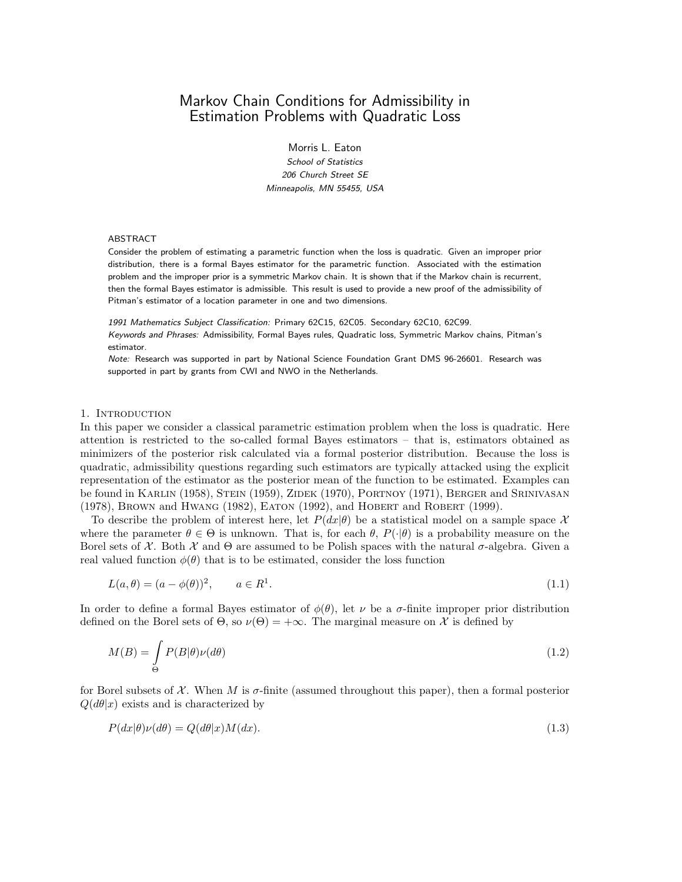# Markov Chain Conditions for Admissibility in Estimation Problems with Quadratic Loss

Morris L. Eaton

*School of Statistics*
*206 Church Street SE*
*Minneapolis, MN 55455, USA*

## ABSTRACT

Consider the problem of estimating a parametric function when the loss is quadratic. Given an improper prior distribution, there is a formal Bayes estimator for the parametric function. Associated with the estimation problem and the improper prior is a symmetric Markov chain. It is shown that if the Markov chain is recurrent, then the formal Bayes estimator is admissible. This result is used to provide a new proof of the admissibility of Pitman's estimator of a location parameter in one and two dimensions.

*1991 Mathematics Subject Classification:* Primary 62C15, 62C05. Secondary 62C10, 62C99.
*Keywords and Phrases:* Admissibility, Formal Bayes rules, Quadratic loss, Symmetric Markov chains, Pitman's estimator.
*Note:* Research was supported in part by National Science Foundation Grant DMS 96-26601. Research was supported in part by grants from CWI and NWO in the Netherlands.

## 1. Introduction

In this paper we consider a classical parametric estimation problem when the loss is quadratic. Here attention is restricted to the so-called formal Bayes estimators – that is, estimators obtained as minimizers of the posterior risk calculated via a formal posterior distribution. Because the loss is quadratic, admissibility questions regarding such estimators are typically attacked using the explicit representation of the estimator as the posterior mean of the function to be estimated. Examples can be found in Karlin (1958), Stein (1959), Zidek (1970), Portnoy (1971), Berger and Srinivasan (1978), Brown and Hwang (1982), Eaton (1992), and Hobert and Robert (1999).

To describe the problem of interest here, let $P(dx|\theta)$ be a statistical model on a sample space $\mathcal{X}$ where the parameter $\theta \in \Theta$ is unknown. That is, for each $\theta$, $P(\cdot|\theta)$ is a probability measure on the Borel sets of $\mathcal{X}$. Both $\mathcal{X}$ and $\Theta$ are assumed to be Polish spaces with the natural $\sigma$-algebra. Given a real valued function $\phi(\theta)$ that is to be estimated, consider the loss function

$$L(a,\theta) = (a - \phi(\theta))^2, \qquad a \in R^1. \tag{1.1}$$

In order to define a formal Bayes estimator of $\phi(\theta)$, let $\nu$ be a $\sigma$-finite improper prior distribution defined on the Borel sets of $\Theta$, so $\nu(\Theta) = +\infty$. The marginal measure on $\mathcal{X}$ is defined by

$$M(B) = \int_{\Theta} P(B|\theta)\nu(d\theta) \tag{1.2}$$

for Borel subsets of $\mathcal{X}$. When $M$ is $\sigma$-finite (assumed throughout this paper), then a formal posterior $Q(d\theta|x)$ exists and is characterized by

$$P(dx|\theta)\nu(d\theta) = Q(d\theta|x)M(dx). \tag{1.3}$$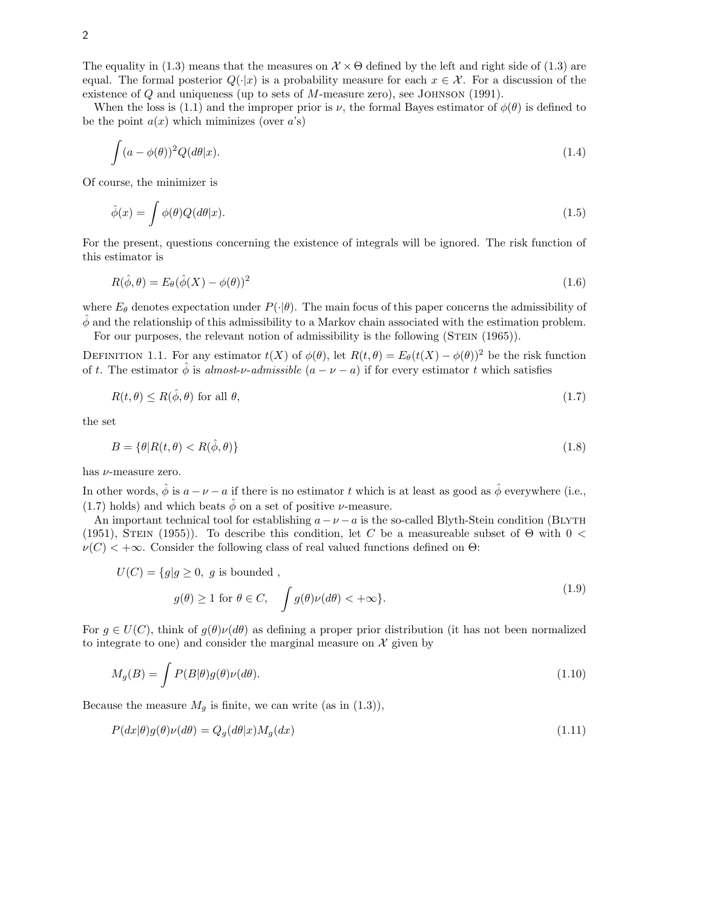The equality in (1.3) means that the measures on $\mathcal{X} \times \Theta$ defined by the left and right side of (1.3) are equal. The formal posterior $Q(\cdot|x)$ is a probability measure for each $x \in \mathcal{X}$. For a discussion of the existence of $Q$ and uniqueness (up to sets of $M$-measure zero), see Johnson (1991).

When the loss is (1.1) and the improper prior is $\nu$, the formal Bayes estimator of $\phi(\theta)$ is defined to be the point $a(x)$ which miminizes (over $a$'s)

$$\int (a - \phi(\theta))^2 Q(d\theta|x). \tag{1.4}$$

Of course, the minimizer is

$$\hat{\phi}(x) = \int \phi(\theta) Q(d\theta|x). \tag{1.5}$$

For the present, questions concerning the existence of integrals will be ignored. The risk function of this estimator is

$$R(\hat{\phi}, \theta) = E_\theta(\hat{\phi}(X) - \phi(\theta))^2 \tag{1.6}$$

where $E_\theta$ denotes expectation under $P(\cdot|\theta)$. The main focus of this paper concerns the admissibility of $\hat{\phi}$ and the relationship of this admissibility to a Markov chain associated with the estimation problem.

For our purposes, the relevant notion of admissibility is the following (Stein (1965)).

Definition 1.1. For any estimator $t(X)$ of $\phi(\theta)$, let $R(t, \theta) = E_\theta(t(X) - \phi(\theta))^2$ be the risk function of $t$. The estimator $\hat{\phi}$ is *almost-$\nu$-admissible* ($a - \nu - a$) if for every estimator $t$ which satisfies

$$R(t, \theta) \le R(\hat{\phi}, \theta) \text{ for all } \theta, \tag{1.7}$$

the set

$$B = \{\theta | R(t, \theta) < R(\hat{\phi}, \theta)\} \tag{1.8}$$

has $\nu$-measure zero.

In other words, $\hat{\phi}$ is $a - \nu - a$ if there is no estimator $t$ which is at least as good as $\hat{\phi}$ everywhere (i.e., (1.7) holds) and which beats $\hat{\phi}$ on a set of positive $\nu$-measure.

An important technical tool for establishing $a - \nu - a$ is the so-called Blyth-Stein condition (Blyth (1951), Stein (1955)). To describe this condition, let $C$ be a measureable subset of $\Theta$ with $0 < \nu(C) < +\infty$. Consider the following class of real valued functions defined on $\Theta$:

$$U(C) = \{g | g \ge 0, \ g \text{ is bounded }, \\ g(\theta) \ge 1 \text{ for } \theta \in C, \quad \int g(\theta)\nu(d\theta) < +\infty\}. \tag{1.9}$$

For $g \in U(C)$, think of $g(\theta)\nu(d\theta)$ as defining a proper prior distribution (it has not been normalized to integrate to one) and consider the marginal measure on $\mathcal{X}$ given by

$$M_g(B) = \int P(B|\theta) g(\theta) \nu(d\theta). \tag{1.10}$$

Because the measure $M_g$ is finite, we can write (as in (1.3)),

$$P(dx|\theta) g(\theta) \nu(d\theta) = Q_g(d\theta|x) M_g(dx) \tag{1.11}$$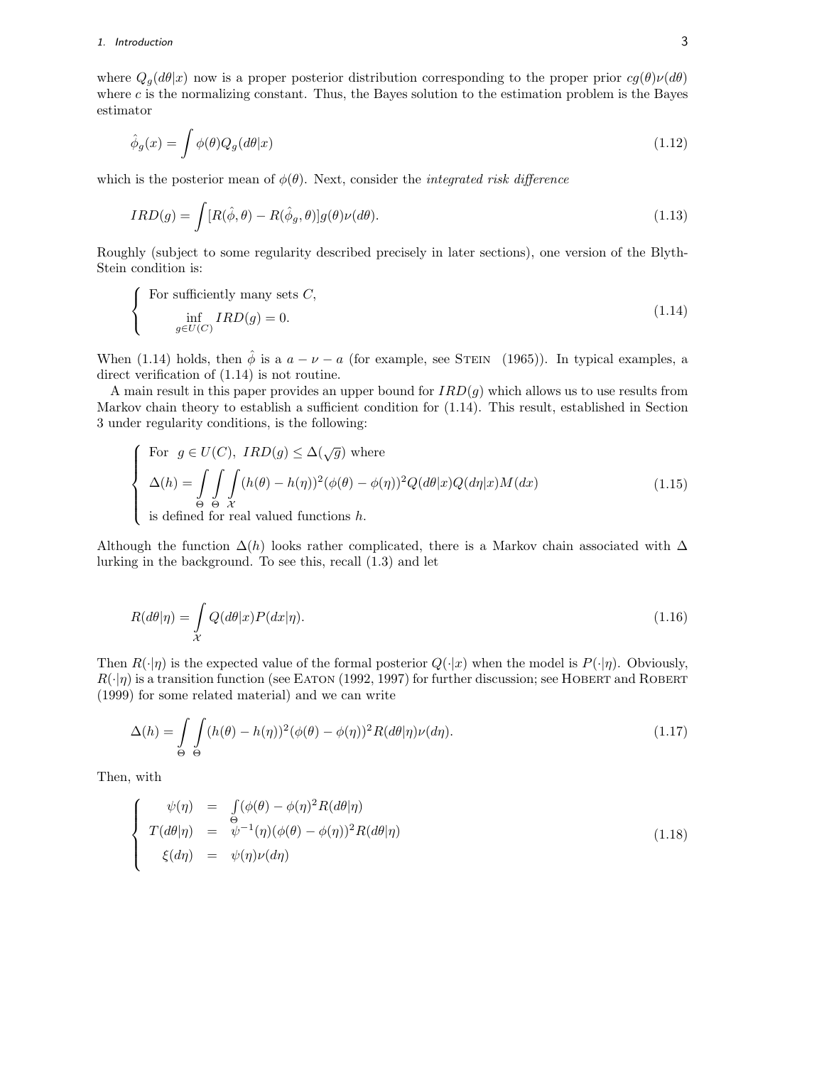where $Q_g(d\theta|x)$ now is a proper posterior distribution corresponding to the proper prior $cg(\theta)\nu(d\theta)$ where $c$ is the normalizing constant. Thus, the Bayes solution to the estimation problem is the Bayes estimator

$$\hat{\phi}_g(x) = \int \phi(\theta) Q_g(d\theta|x) \tag{1.12}$$

which is the posterior mean of $\phi(\theta)$. Next, consider the *integrated risk difference*

$$IRD(g) = \int [R(\hat{\phi}, \theta) - R(\hat{\phi}_g, \theta)] g(\theta)\nu(d\theta). \tag{1.13}$$

Roughly (subject to some regularity described precisely in later sections), one version of the Blyth-Stein condition is:

$$\left\{ \begin{array}{l} \text{For sufficiently many sets } C, \\ \qquad \inf\limits_{g \in U(C)} IRD(g) = 0. \end{array} \right. \tag{1.14}$$

When (1.14) holds, then $\hat{\phi}$ is a $a - \nu - a$ (for example, see STEIN (1965)). In typical examples, a direct verification of (1.14) is not routine.

A main result in this paper provides an upper bound for $IRD(g)$ which allows us to use results from Markov chain theory to establish a sufficient condition for (1.14). This result, established in Section 3 under regularity conditions, is the following:

$$\left\{ \begin{array}{l} \text{For } \; g \in U(C), \; IRD(g) \leq \Delta(\sqrt{g}) \text{ where} \\ \Delta(h) = \displaystyle\int\limits_{\Theta} \int\limits_{\Theta} \int\limits_{\mathcal{X}} (h(\theta) - h(\eta))^2 (\phi(\theta) - \phi(\eta))^2 Q(d\theta|x) Q(d\eta|x) M(dx) \\ \text{is defined for real valued functions } h. \end{array} \right. \tag{1.15}$$

Although the function $\Delta(h)$ looks rather complicated, there is a Markov chain associated with $\Delta$ lurking in the background. To see this, recall (1.3) and let

$$R(d\theta|\eta) = \int\limits_{\mathcal{X}} Q(d\theta|x) P(dx|\eta). \tag{1.16}$$

Then $R(\cdot|\eta)$ is the expected value of the formal posterior $Q(\cdot|x)$ when the model is $P(\cdot|\eta)$. Obviously, $R(\cdot|\eta)$ is a transition function (see EATON (1992, 1997) for further discussion; see HOBERT and ROBERT (1999) for some related material) and we can write

$$\Delta(h) = \int\limits_{\Theta} \int\limits_{\Theta} (h(\theta) - h(\eta))^2 (\phi(\theta) - \phi(\eta))^2 R(d\theta|\eta)\nu(d\eta). \tag{1.17}$$

Then, with

$$\left\{ \begin{array}{rcl} \psi(\eta) & = & \int\limits_{\Theta} (\phi(\theta) - \phi(\eta))^2 R(d\theta|\eta) \\ T(d\theta|\eta) & = & \psi^{-1}(\eta)(\phi(\theta) - \phi(\eta))^2 R(d\theta|\eta) \\ \xi(d\eta) & = & \psi(\eta)\nu(d\eta) \end{array} \right. \tag{1.18}$$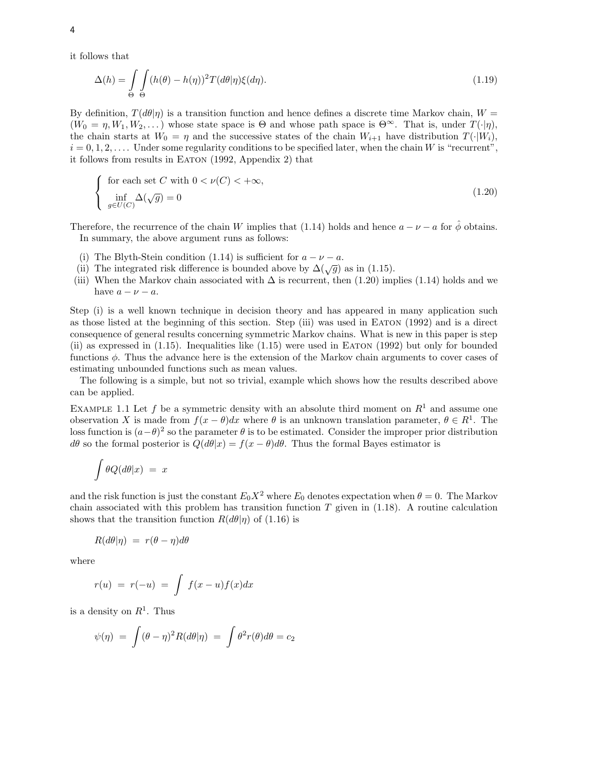it follows that

$$\Delta(h) = \int_\Theta \int_\Theta (h(\theta) - h(\eta))^2 T(d\theta|\eta)\xi(d\eta). \tag{1.19}$$

By definition, $T(d\theta|\eta)$ is a transition function and hence defines a discrete time Markov chain, $W = (W_0 = \eta, W_1, W_2, \dots)$ whose state space is $\Theta$ and whose path space is $\Theta^\infty$. That is, under $T(\cdot|\eta)$, the chain starts at $W_0 = \eta$ and the successive states of the chain $W_{i+1}$ have distribution $T(\cdot|W_i)$, $i = 0, 1, 2, \dots$. Under some regularity conditions to be specified later, when the chain $W$ is "recurrent", it follows from results in Eaton (1992, Appendix 2) that

$$\begin{cases} \text{for each set } C \text{ with } 0 < \nu(C) < +\infty, \\ \inf_{g \in U(C)} \Delta(\sqrt{g}) = 0 \end{cases} \tag{1.20}$$

Therefore, the recurrence of the chain $W$ implies that (1.14) holds and hence $a - \nu - a$ for $\hat{\phi}$ obtains.

In summary, the above argument runs as follows:

(i) The Blyth-Stein condition (1.14) is sufficient for $a - \nu - a$.
(ii) The integrated risk difference is bounded above by $\Delta(\sqrt{g})$ as in (1.15).
(iii) When the Markov chain associated with $\Delta$ is recurrent, then (1.20) implies (1.14) holds and we have $a - \nu - a$.

Step (i) is a well known technique in decision theory and has appeared in many application such as those listed at the beginning of this section. Step (iii) was used in Eaton (1992) and is a direct consequence of general results concerning symmetric Markov chains. What is new in this paper is step (ii) as expressed in (1.15). Inequalities like (1.15) were used in Eaton (1992) but only for bounded functions $\phi$. Thus the advance here is the extension of the Markov chain arguments to cover cases of estimating unbounded functions such as mean values.

The following is a simple, but not so trivial, example which shows how the results described above can be applied.

Example 1.1 Let $f$ be a symmetric density with an absolute third moment on $R^1$ and assume one observation $X$ is made from $f(x - \theta)dx$ where $\theta$ is an unknown translation parameter, $\theta \in R^1$. The loss function is $(a - \theta)^2$ so the parameter $\theta$ is to be estimated. Consider the improper prior distribution $d\theta$ so the formal posterior is $Q(d\theta|x) = f(x - \theta)d\theta$. Thus the formal Bayes estimator is

$$\int \theta Q(d\theta|x) \ = \ x$$

and the risk function is just the constant $E_0 X^2$ where $E_0$ denotes expectation when $\theta = 0$. The Markov chain associated with this problem has transition function $T$ given in (1.18). A routine calculation shows that the transition function $R(d\theta|\eta)$ of (1.16) is

$$R(d\theta|\eta) \ = \ r(\theta - \eta)d\theta$$

where

$$r(u) \ = \ r(-u) \ = \ \int f(x - u)f(x)dx$$

is a density on $R^1$. Thus

$$\psi(\eta) \ = \ \int (\theta - \eta)^2 R(d\theta|\eta) \ = \ \int \theta^2 r(\theta)d\theta = c_2$$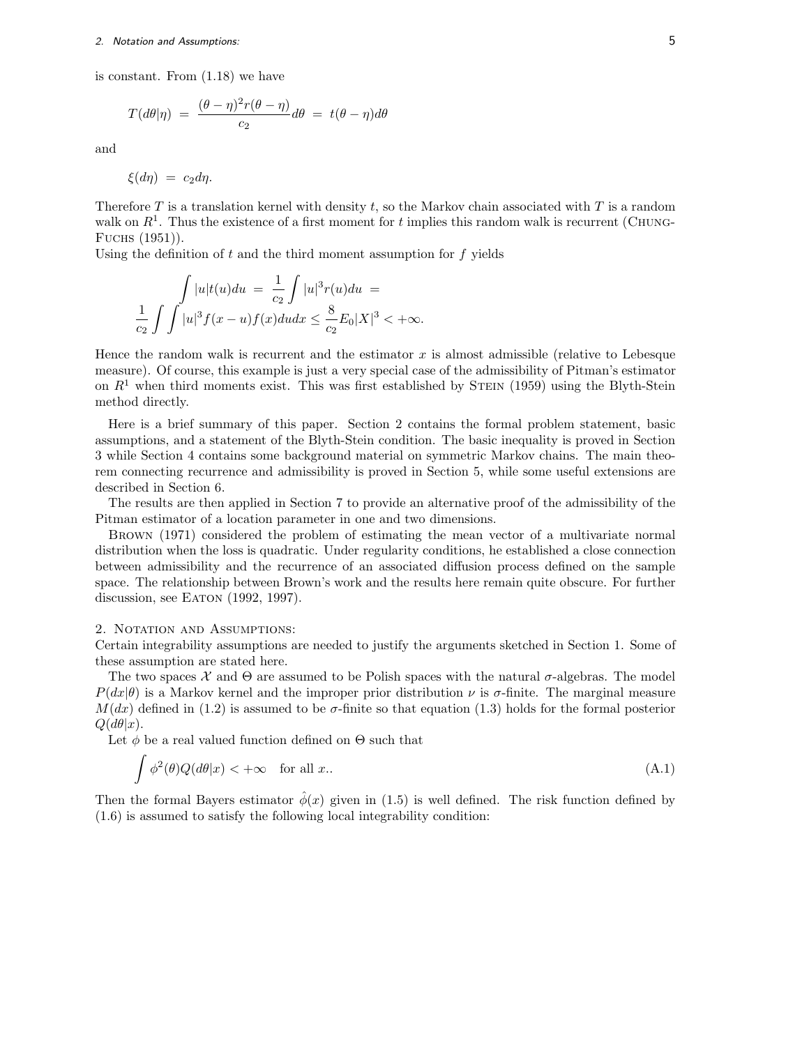is constant. From (1.18) we have

$$T(d\theta|\eta) \;=\; \frac{(\theta-\eta)^2 r(\theta-\eta)}{c_2} d\theta \;=\; t(\theta-\eta) d\theta$$

and

$$\xi(d\eta) \;=\; c_2 d\eta.$$

Therefore $T$ is a translation kernel with density $t$, so the Markov chain associated with $T$ is a random walk on $R^1$. Thus the existence of a first moment for $t$ implies this random walk is recurrent (Chung-Fuchs (1951)).

Using the definition of $t$ and the third moment assumption for $f$ yields

$$\int |u| t(u) du \;=\; \frac{1}{c_2} \int |u|^3 r(u) du \;=\;$$
$$\frac{1}{c_2} \int \int |u|^3 f(x-u) f(x) du dx \leq \frac{8}{c_2} E_0 |X|^3 < +\infty.$$

Hence the random walk is recurrent and the estimator $x$ is almost admissible (relative to Lebesque measure). Of course, this example is just a very special case of the admissibility of Pitman's estimator on $R^1$ when third moments exist. This was first established by Stein (1959) using the Blyth-Stein method directly.

Here is a brief summary of this paper. Section 2 contains the formal problem statement, basic assumptions, and a statement of the Blyth-Stein condition. The basic inequality is proved in Section 3 while Section 4 contains some background material on symmetric Markov chains. The main theorem connecting recurrence and admissibility is proved in Section 5, while some useful extensions are described in Section 6.

The results are then applied in Section 7 to provide an alternative proof of the admissibility of the Pitman estimator of a location parameter in one and two dimensions.

Brown (1971) considered the problem of estimating the mean vector of a multivariate normal distribution when the loss is quadratic. Under regularity conditions, he established a close connection between admissibility and the recurrence of an associated diffusion process defined on the sample space. The relationship between Brown's work and the results here remain quite obscure. For further discussion, see Eaton (1992, 1997).

## 2. Notation and Assumptions:

Certain integrability assumptions are needed to justify the arguments sketched in Section 1. Some of these assumption are stated here.

The two spaces $\mathcal{X}$ and $\Theta$ are assumed to be Polish spaces with the natural $\sigma$-algebras. The model $P(dx|\theta)$ is a Markov kernel and the improper prior distribution $\nu$ is $\sigma$-finite. The marginal measure $M(dx)$ defined in (1.2) is assumed to be $\sigma$-finite so that equation (1.3) holds for the formal posterior $Q(d\theta|x)$.

Let $\phi$ be a real valued function defined on $\Theta$ such that

$$\int \phi^2(\theta) Q(d\theta|x) < +\infty \quad \text{for all } x.. \tag{A.1}$$

Then the formal Bayers estimator $\hat{\phi}(x)$ given in (1.5) is well defined. The risk function defined by (1.6) is assumed to satisfy the following local integrability condition: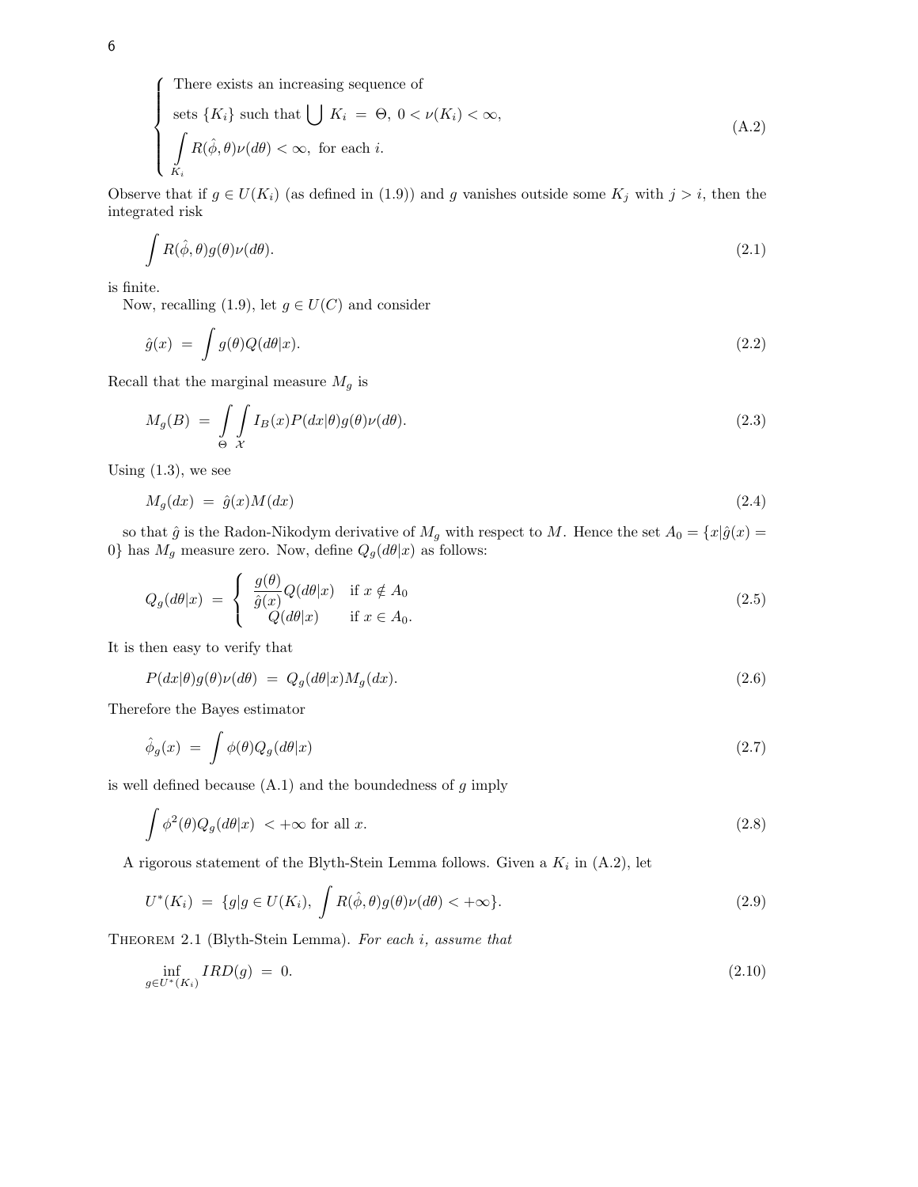$$
\begin{cases} \text{There exists an increasing sequence of} \\ \text{sets } \{K_i\} \text{ such that } \bigcup K_i \;=\; \Theta,\; 0 < \nu(K_i) < \infty, \\ \displaystyle\int_{K_i} R(\hat{\phi}, \theta)\nu(d\theta) < \infty, \text{ for each } i. \end{cases} \tag{A.2}
$$

Observe that if $g \in U(K_i)$ (as defined in (1.9)) and $g$ vanishes outside some $K_j$ with $j > i$, then the integrated risk

$$
\int R(\hat{\phi}, \theta) g(\theta)\nu(d\theta). \tag{2.1}
$$

is finite.

Now, recalling (1.9), let $g \in U(C)$ and consider

$$
\hat{g}(x) \;=\; \int g(\theta) Q(d\theta|x). \tag{2.2}
$$

Recall that the marginal measure $M_g$ is

$$
M_g(B) \;=\; \int_{\Theta} \int_{\mathcal{X}} I_B(x) P(dx|\theta) g(\theta)\nu(d\theta). \tag{2.3}
$$

Using (1.3), we see

$$
M_g(dx) \;=\; \hat{g}(x) M(dx) \tag{2.4}
$$

so that $\hat{g}$ is the Radon-Nikodym derivative of $M_g$ with respect to $M$. Hence the set $A_0 = \{x|\hat{g}(x) = 0\}$ has $M_g$ measure zero. Now, define $Q_g(d\theta|x)$ as follows:

$$
Q_g(d\theta|x) \;=\; \begin{cases} \dfrac{g(\theta)}{\hat{g}(x)} Q(d\theta|x) & \text{if } x \notin A_0 \\ \quad Q(d\theta|x) & \text{if } x \in A_0. \end{cases} \tag{2.5}
$$

It is then easy to verify that

$$
P(dx|\theta) g(\theta)\nu(d\theta) \;=\; Q_g(d\theta|x) M_g(dx). \tag{2.6}
$$

Therefore the Bayes estimator

$$
\hat{\phi}_g(x) \;=\; \int \phi(\theta) Q_g(d\theta|x) \tag{2.7}
$$

is well defined because (A.1) and the boundedness of $g$ imply

$$
\int \phi^2(\theta) Q_g(d\theta|x) \; < +\infty \text{ for all } x. \tag{2.8}
$$

A rigorous statement of the Blyth-Stein Lemma follows. Given a $K_i$ in (A.2), let

$$
U^*(K_i) \;=\; \{g | g \in U(K_i),\; \int R(\hat{\phi}, \theta) g(\theta)\nu(d\theta) < +\infty\}. \tag{2.9}
$$

Theorem 2.1 (Blyth-Stein Lemma). *For each $i$, assume that*

$$
\inf_{g \in U^*(K_i)} IRD(g) \;=\; 0. \tag{2.10}
$$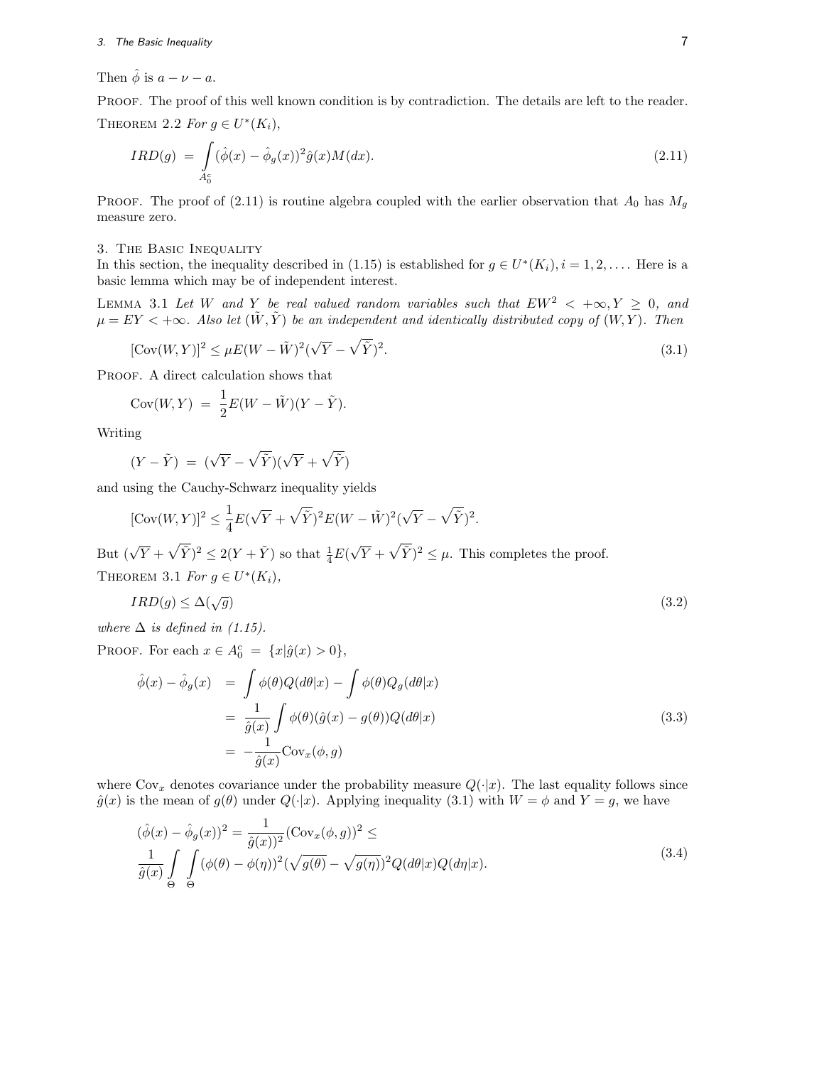Then $\hat{\phi}$ is $a - \nu - a$.

PROOF. The proof of this well known condition is by contradiction. The details are left to the reader.

THEOREM 2.2 *For $g \in U^*(K_i)$,*

$$IRD(g) = \int_{A_0^c} (\hat{\phi}(x) - \hat{\phi}_g(x))^2 \hat{g}(x) M(dx). \tag{2.11}$$

PROOF. The proof of (2.11) is routine algebra coupled with the earlier observation that $A_0$ has $M_g$ measure zero.

## 3. The Basic Inequality

In this section, the inequality described in (1.15) is established for $g \in U^*(K_i), i = 1, 2, \ldots$. Here is a basic lemma which may be of independent interest.

LEMMA 3.1 *Let $W$ and $Y$ be real valued random variables such that $EW^2 < +\infty, Y \geq 0$, and $\mu = EY < +\infty$. Also let $(\tilde{W}, \tilde{Y})$ be an independent and identically distributed copy of $(W, Y)$. Then*

$$[\text{Cov}(W, Y)]^2 \leq \mu E(W - \tilde{W})^2(\sqrt{Y} - \sqrt{\tilde{Y}})^2. \tag{3.1}$$

PROOF. A direct calculation shows that

$$\text{Cov}(W, Y) = \frac{1}{2} E(W - \tilde{W})(Y - \tilde{Y}).$$

Writing

$$(Y - \tilde{Y}) = (\sqrt{Y} - \sqrt{\tilde{Y}})(\sqrt{Y} + \sqrt{\tilde{Y}})$$

and using the Cauchy-Schwarz inequality yields

$$[\text{Cov}(W, Y)]^2 \leq \frac{1}{4} E(\sqrt{Y} + \sqrt{\tilde{Y}})^2 E(W - \tilde{W})^2(\sqrt{Y} - \sqrt{\tilde{Y}})^2.$$

But $(\sqrt{Y} + \sqrt{\tilde{Y}})^2 \leq 2(Y + \tilde{Y})$ so that $\frac{1}{4}E(\sqrt{Y} + \sqrt{\tilde{Y}})^2 \leq \mu$. This completes the proof.

THEOREM 3.1 *For $g \in U^*(K_i)$,*

$$IRD(g) \leq \Delta(\sqrt{g}) \tag{3.2}$$

*where $\Delta$ is defined in (1.15).*

PROOF. For each $x \in A_0^c = \{x | \hat{g}(x) > 0\}$,

$$\begin{aligned}
\hat{\phi}(x) - \hat{\phi}_g(x) &= \int \phi(\theta) Q(d\theta|x) - \int \phi(\theta) Q_g(d\theta|x) \\
&= \frac{1}{\hat{g}(x)} \int \phi(\theta)(\hat{g}(x) - g(\theta)) Q(d\theta|x) \\
&= -\frac{1}{\hat{g}(x)} \text{Cov}_x(\phi, g)
\end{aligned} \tag{3.3}$$

where $\text{Cov}_x$ denotes covariance under the probability measure $Q(\cdot|x)$. The last equality follows since $\hat{g}(x)$ is the mean of $g(\theta)$ under $Q(\cdot|x)$. Applying inequality (3.1) with $W = \phi$ and $Y = g$, we have

$$\begin{aligned}
&(\hat{\phi}(x) - \hat{\phi}_g(x))^2 = \frac{1}{\hat{g}(x))^2} (\text{Cov}_x(\phi, g))^2 \leq \\
&\frac{1}{\hat{g}(x)} \int_\Theta \int_\Theta (\phi(\theta) - \phi(\eta))^2 (\sqrt{g(\theta)} - \sqrt{g(\eta)})^2 Q(d\theta|x) Q(d\eta|x).
\end{aligned} \tag{3.4}$$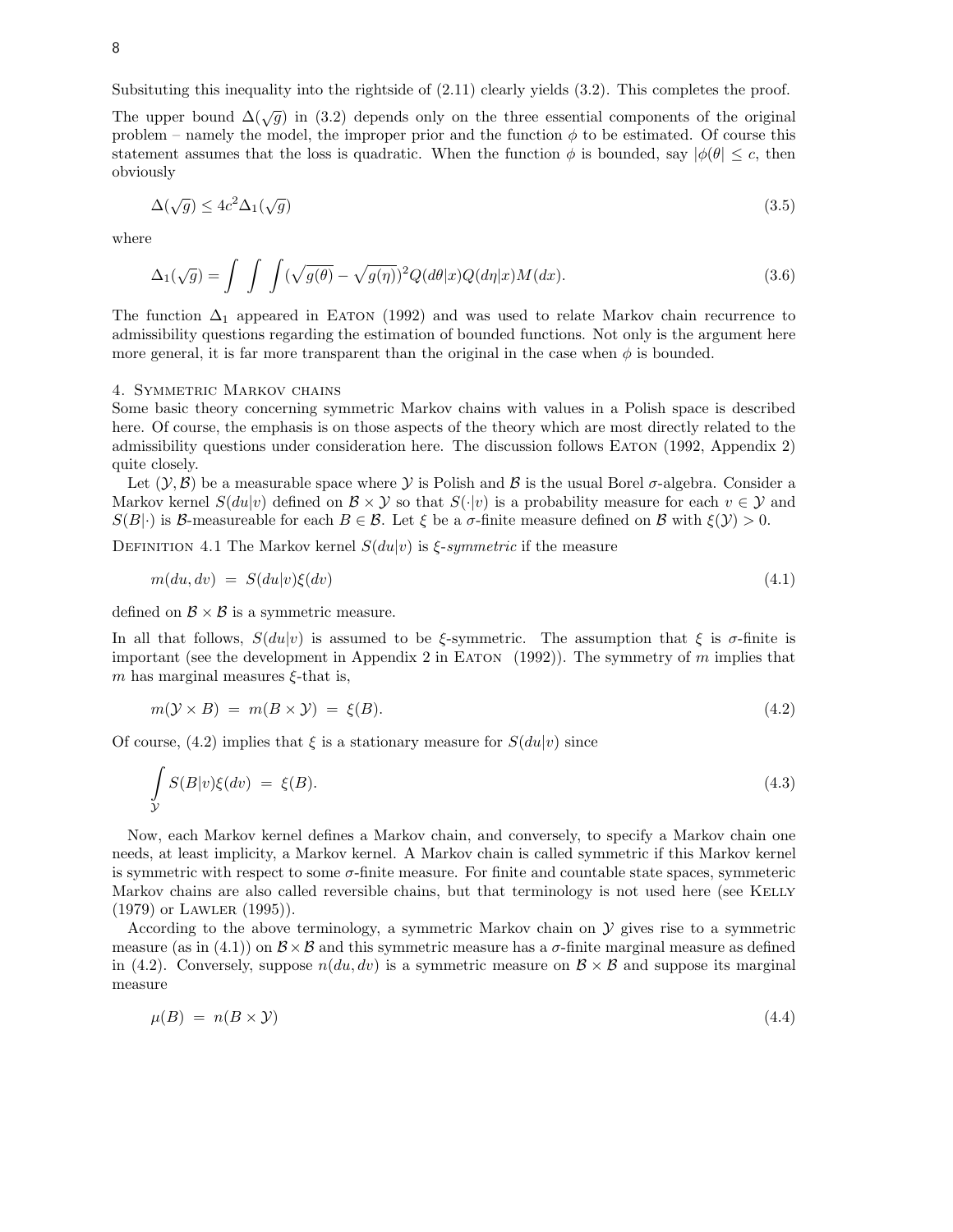Subsituting this inequality into the rightside of (2.11) clearly yields (3.2). This completes the proof.

The upper bound $\Delta(\sqrt{g})$ in (3.2) depends only on the three essential components of the original problem – namely the model, the improper prior and the function $\phi$ to be estimated. Of course this statement assumes that the loss is quadratic. When the function $\phi$ is bounded, say $|\phi(\theta| \leq c$, then obviously

$$\Delta(\sqrt{g}) \leq 4c^2 \Delta_1(\sqrt{g}) \tag{3.5}$$

where

$$\Delta_1(\sqrt{g}) = \int \int \int (\sqrt{g(\theta)} - \sqrt{g(\eta)})^2 Q(d\theta|x) Q(d\eta|x) M(dx). \tag{3.6}$$

The function $\Delta_1$ appeared in Eaton (1992) and was used to relate Markov chain recurrence to admissibility questions regarding the estimation of bounded functions. Not only is the argument here more general, it is far more transparent than the original in the case when $\phi$ is bounded.

## 4. Symmetric Markov chains

Some basic theory concerning symmetric Markov chains with values in a Polish space is described here. Of course, the emphasis is on those aspects of the theory which are most directly related to the admissibility questions under consideration here. The discussion follows Eaton (1992, Appendix 2) quite closely.

Let $(\mathcal{Y}, \mathcal{B})$ be a measurable space where $\mathcal{Y}$ is Polish and $\mathcal{B}$ is the usual Borel $\sigma$-algebra. Consider a Markov kernel $S(du|v)$ defined on $\mathcal{B} \times \mathcal{Y}$ so that $S(\cdot|v)$ is a probability measure for each $v \in \mathcal{Y}$ and $S(B|\cdot)$ is $\mathcal{B}$-measureable for each $B \in \mathcal{B}$. Let $\xi$ be a $\sigma$-finite measure defined on $\mathcal{B}$ with $\xi(\mathcal{Y}) > 0$.

Definition 4.1 The Markov kernel $S(du|v)$ is *$\xi$-symmetric* if the measure

$$m(du, dv) \;=\; S(du|v)\xi(dv) \tag{4.1}$$

defined on $\mathcal{B} \times \mathcal{B}$ is a symmetric measure.

In all that follows, $S(du|v)$ is assumed to be $\xi$-symmetric. The assumption that $\xi$ is $\sigma$-finite is important (see the development in Appendix 2 in Eaton (1992)). The symmetry of $m$ implies that $m$ has marginal measures $\xi$-that is,

$$m(\mathcal{Y} \times B) \;=\; m(B \times \mathcal{Y}) \;=\; \xi(B). \tag{4.2}$$

Of course, (4.2) implies that $\xi$ is a stationary measure for $S(du|v)$ since

$$\int_{\mathcal{Y}} S(B|v)\xi(dv) \;=\; \xi(B). \tag{4.3}$$

Now, each Markov kernel defines a Markov chain, and conversely, to specify a Markov chain one needs, at least implicity, a Markov kernel. A Markov chain is called symmetric if this Markov kernel is symmetric with respect to some $\sigma$-finite measure. For finite and countable state spaces, symmeteric Markov chains are also called reversible chains, but that terminology is not used here (see Kelly (1979) or Lawler (1995)).

According to the above terminology, a symmetric Markov chain on $\mathcal{Y}$ gives rise to a symmetric measure (as in (4.1)) on $\mathcal{B} \times \mathcal{B}$ and this symmetric measure has a $\sigma$-finite marginal measure as defined in (4.2). Conversely, suppose $n(du, dv)$ is a symmetric measure on $\mathcal{B} \times \mathcal{B}$ and suppose its marginal measure

$$\mu(B) \;=\; n(B \times \mathcal{Y}) \tag{4.4}$$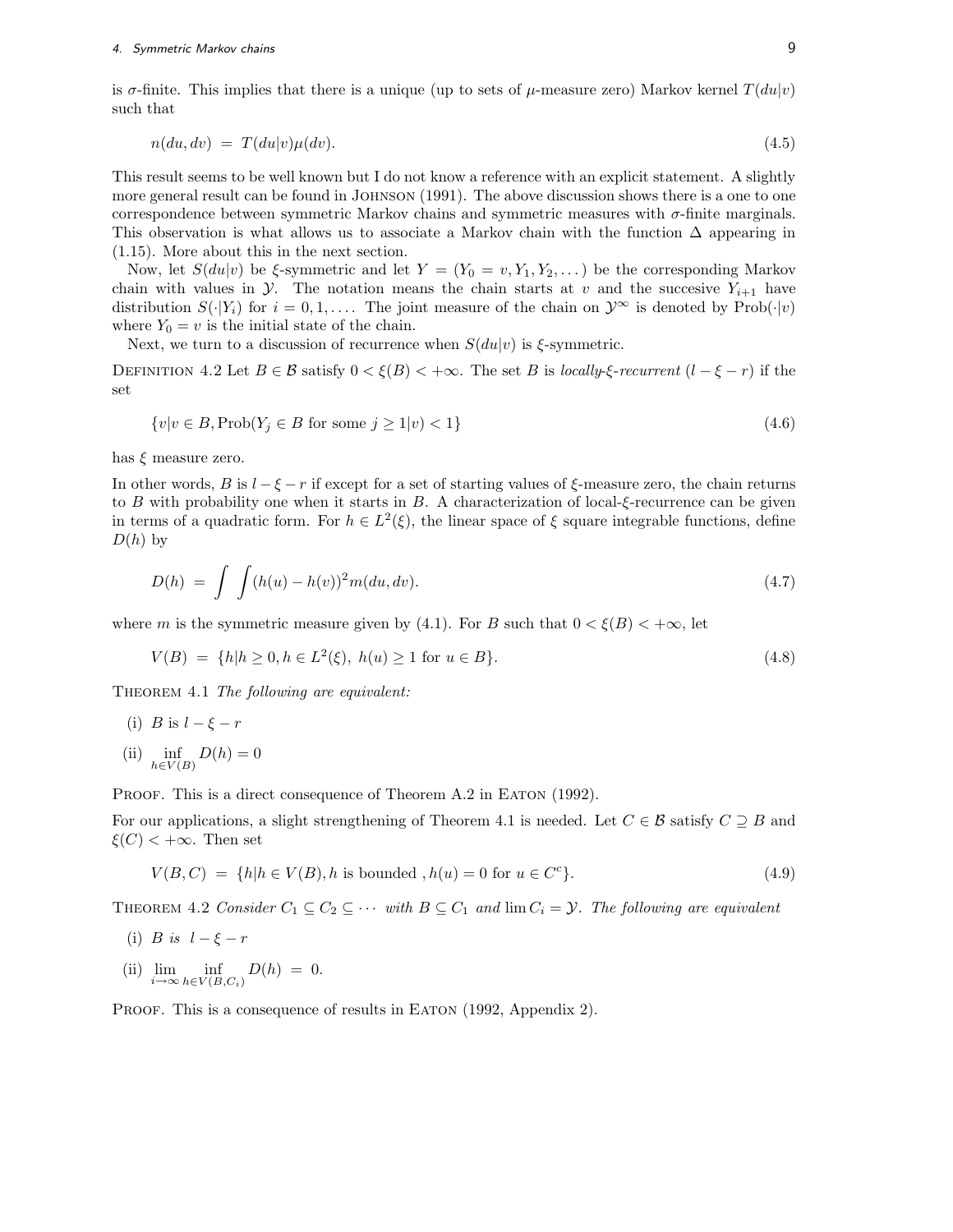is $\sigma$-finite. This implies that there is a unique (up to sets of $\mu$-measure zero) Markov kernel $T(du|v)$ such that

$$n(du, dv) \;=\; T(du|v)\mu(dv). \tag{4.5}$$

This result seems to be well known but I do not know a reference with an explicit statement. A slightly more general result can be found in Johnson (1991). The above discussion shows there is a one to one correspondence between symmetric Markov chains and symmetric measures with $\sigma$-finite marginals. This observation is what allows us to associate a Markov chain with the function $\Delta$ appearing in (1.15). More about this in the next section.

Now, let $S(du|v)$ be $\xi$-symmetric and let $Y = (Y_0 = v, Y_1, Y_2, \dots)$ be the corresponding Markov chain with values in $\mathcal{Y}$. The notation means the chain starts at $v$ and the succesive $Y_{i+1}$ have distribution $S(\cdot|Y_i)$ for $i = 0, 1, \dots$. The joint measure of the chain on $\mathcal{Y}^\infty$ is denoted by $\text{Prob}(\cdot|v)$ where $Y_0 = v$ is the initial state of the chain.

Next, we turn to a discussion of recurrence when $S(du|v)$ is $\xi$-symmetric.

Definition 4.2 Let $B \in \mathcal{B}$ satisfy $0 < \xi(B) < +\infty$. The set $B$ is *locally-$\xi$-recurrent* ($l - \xi - r$) if the set

$$\{v|v \in B, \text{Prob}(Y_j \in B \text{ for some } j \geq 1|v) < 1\} \tag{4.6}$$

has $\xi$ measure zero.

In other words, $B$ is $l - \xi - r$ if except for a set of starting values of $\xi$-measure zero, the chain returns to $B$ with probability one when it starts in $B$. A characterization of local-$\xi$-recurrence can be given in terms of a quadratic form. For $h \in L^2(\xi)$, the linear space of $\xi$ square integrable functions, define $D(h)$ by

$$D(h) \;=\; \int\int (h(u) - h(v))^2 m(du, dv). \tag{4.7}$$

where $m$ is the symmetric measure given by (4.1). For $B$ such that $0 < \xi(B) < +\infty$, let

$$V(B) \;=\; \{h|h \geq 0, h \in L^2(\xi),\; h(u) \geq 1 \text{ for } u \in B\}. \tag{4.8}$$

Theorem 4.1 *The following are equivalent:*

(i) $B$ is $l - \xi - r$

(ii) $\displaystyle\inf_{h \in V(B)} D(h) = 0$

Proof. This is a direct consequence of Theorem A.2 in Eaton (1992).

For our applications, a slight strengthening of Theorem 4.1 is needed. Let $C \in \mathcal{B}$ satisfy $C \supseteq B$ and $\xi(C) < +\infty$. Then set

$$V(B, C) \;=\; \{h|h \in V(B), h \text{ is bounded }, h(u) = 0 \text{ for } u \in C^c\}. \tag{4.9}$$

Theorem 4.2 *Consider $C_1 \subseteq C_2 \subseteq \cdots$ with $B \subseteq C_1$ and $\lim C_i = \mathcal{Y}$. The following are equivalent*

(i) *$B$ is $l - \xi - r$*

(ii) $\displaystyle\lim_{i \to \infty} \inf_{h \in V(B, C_i)} D(h) \;=\; 0.$

Proof. This is a consequence of results in Eaton (1992, Appendix 2).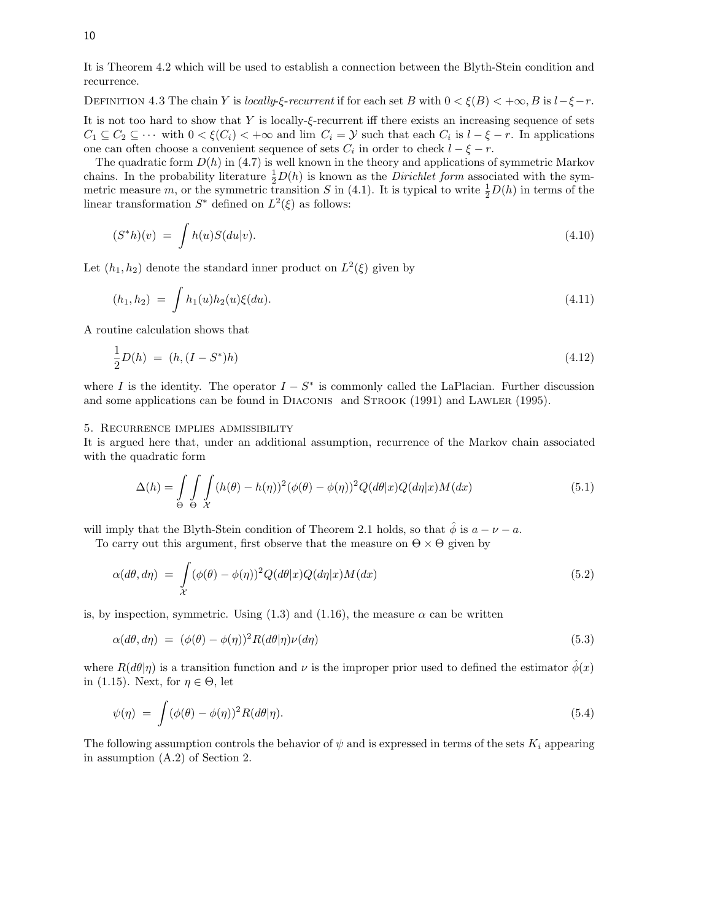It is Theorem 4.2 which will be used to establish a connection between the Blyth-Stein condition and recurrence.

Definition 4.3 The chain $Y$ is *locally-$\xi$-recurrent* if for each set $B$ with $0 < \xi(B) < +\infty$, $B$ is $l-\xi-r$.

It is not too hard to show that $Y$ is locally-$\xi$-recurrent iff there exists an increasing sequence of sets $C_1 \subseteq C_2 \subseteq \cdots$ with $0 < \xi(C_i) < +\infty$ and $\lim\, C_i = \mathcal{Y}$ such that each $C_i$ is $l - \xi - r$. In applications one can often choose a convenient sequence of sets $C_i$ in order to check $l - \xi - r$.

The quadratic form $D(h)$ in (4.7) is well known in the theory and applications of symmetric Markov chains. In the probability literature $\frac{1}{2}D(h)$ is known as the *Dirichlet form* associated with the symmetric measure $m$, or the symmetric transition $S$ in (4.1). It is typical to write $\frac{1}{2}D(h)$ in terms of the linear transformation $S^*$ defined on $L^2(\xi)$ as follows:

$$(S^*h)(v) \;=\; \int h(u)S(du|v). \tag{4.10}$$

Let $(h_1, h_2)$ denote the standard inner product on $L^2(\xi)$ given by

$$(h_1, h_2) \;=\; \int h_1(u)h_2(u)\xi(du). \tag{4.11}$$

A routine calculation shows that

$$\frac{1}{2}D(h) \;=\; (h, (I - S^*)h) \tag{4.12}$$

where $I$ is the identity. The operator $I - S^*$ is commonly called the LaPlacian. Further discussion and some applications can be found in Diaconis and Strook (1991) and Lawler (1995).

## 5. Recurrence implies admissibility

It is argued here that, under an additional assumption, recurrence of the Markov chain associated with the quadratic form

$$\Delta(h) = \int_\Theta \int_\Theta \int_\mathcal{X} (h(\theta) - h(\eta))^2(\phi(\theta) - \phi(\eta))^2 Q(d\theta|x)Q(d\eta|x)M(dx) \tag{5.1}$$

will imply that the Blyth-Stein condition of Theorem 2.1 holds, so that $\hat{\phi}$ is $a - \nu - a$.

To carry out this argument, first observe that the measure on $\Theta \times \Theta$ given by

$$\alpha(d\theta, d\eta) \;=\; \int_\mathcal{X} (\phi(\theta) - \phi(\eta))^2 Q(d\theta|x)Q(d\eta|x)M(dx) \tag{5.2}$$

is, by inspection, symmetric. Using (1.3) and (1.16), the measure $\alpha$ can be written

$$\alpha(d\theta, d\eta) \;=\; (\phi(\theta) - \phi(\eta))^2 R(d\theta|\eta)\nu(d\eta) \tag{5.3}$$

where $R(d\theta|\eta)$ is a transition function and $\nu$ is the improper prior used to defined the estimator $\hat{\phi}(x)$ in (1.15). Next, for $\eta \in \Theta$, let

$$\psi(\eta) \;=\; \int (\phi(\theta) - \phi(\eta))^2 R(d\theta|\eta). \tag{5.4}$$

The following assumption controls the behavior of $\psi$ and is expressed in terms of the sets $K_i$ appearing in assumption (A.2) of Section 2.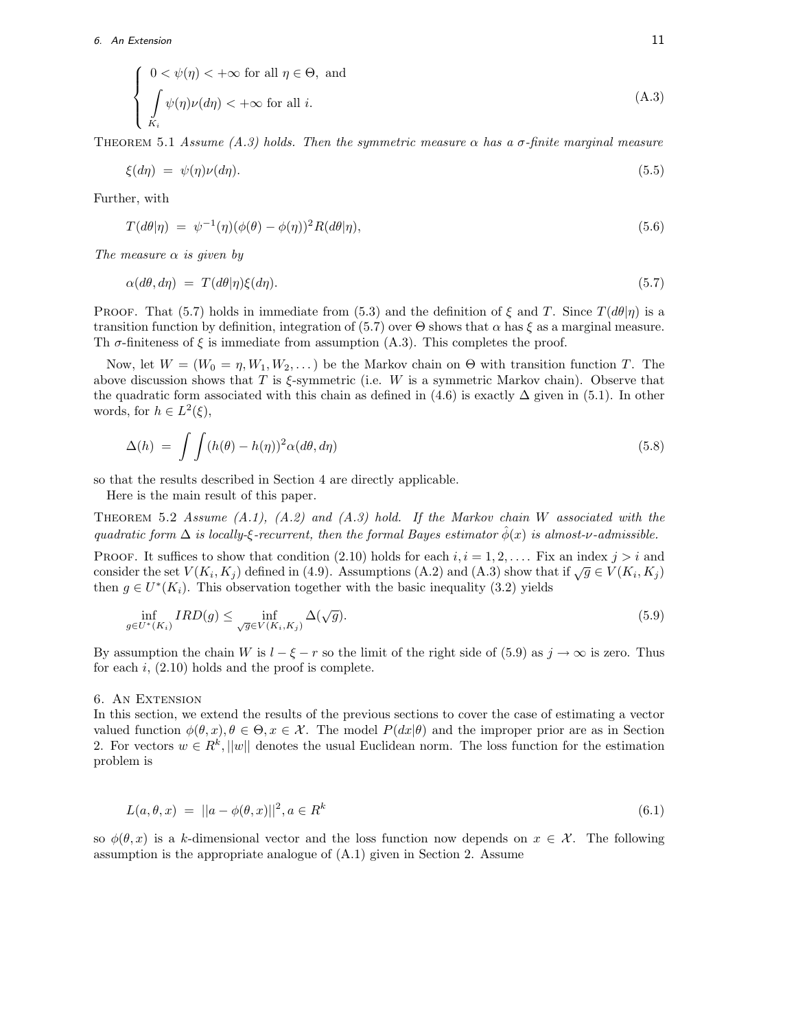$$
\begin{cases} 0 < \psi(\eta) < +\infty \text{ for all } \eta \in \Theta, \text{ and} \\ \int\limits_{K_i} \psi(\eta)\nu(d\eta) < +\infty \text{ for all } i. \end{cases} \tag{A.3}
$$

Theorem 5.1 *Assume (A.3) holds. Then the symmetric measure $\alpha$ has a $\sigma$-finite marginal measure*

$$
\xi(d\eta) \;=\; \psi(\eta)\nu(d\eta). \tag{5.5}
$$

Further, with

$$
T(d\theta|\eta) \;=\; \psi^{-1}(\eta)(\phi(\theta) - \phi(\eta))^2 R(d\theta|\eta), \tag{5.6}
$$

*The measure $\alpha$ is given by*

$$
\alpha(d\theta, d\eta) \;=\; T(d\theta|\eta)\xi(d\eta). \tag{5.7}
$$

Proof. That (5.7) holds in immediate from (5.3) and the definition of $\xi$ and $T$. Since $T(d\theta|\eta)$ is a transition function by definition, integration of (5.7) over $\Theta$ shows that $\alpha$ has $\xi$ as a marginal measure. Th $\sigma$-finiteness of $\xi$ is immediate from assumption (A.3). This completes the proof.

Now, let $W = (W_0 = \eta, W_1, W_2, \dots)$ be the Markov chain on $\Theta$ with transition function $T$. The above discussion shows that $T$ is $\xi$-symmetric (i.e. $W$ is a symmetric Markov chain). Observe that the quadratic form associated with this chain as defined in (4.6) is exactly $\Delta$ given in (5.1). In other words, for $h \in L^2(\xi)$,

$$
\Delta(h) \;=\; \int\int (h(\theta) - h(\eta))^2 \alpha(d\theta, d\eta) \tag{5.8}
$$

so that the results described in Section 4 are directly applicable.

Here is the main result of this paper.

Theorem 5.2 *Assume (A.1), (A.2) and (A.3) hold. If the Markov chain $W$ associated with the quadratic form $\Delta$ is locally-$\xi$-recurrent, then the formal Bayes estimator $\hat{\phi}(x)$ is almost-$\nu$-admissible.*

Proof. It suffices to show that condition (2.10) holds for each $i, i = 1, 2, \dots$. Fix an index $j > i$ and consider the set $V(K_i, K_j)$ defined in (4.9). Assumptions (A.2) and (A.3) show that if $\sqrt{g} \in V(K_i, K_j)$ then $g \in U^*(K_i)$. This observation together with the basic inequality (3.2) yields

$$
\inf_{g \in U^*(K_i)} IRD(g) \le \inf_{\sqrt{g} \in V(K_i, K_j)} \Delta(\sqrt{g}). \tag{5.9}
$$

By assumption the chain $W$ is $l - \xi - r$ so the limit of the right side of (5.9) as $j \to \infty$ is zero. Thus for each $i$, (2.10) holds and the proof is complete.

## 6. An Extension

In this section, we extend the results of the previous sections to cover the case of estimating a vector valued function $\phi(\theta, x), \theta \in \Theta, x \in \mathcal{X}$. The model $P(dx|\theta)$ and the improper prior are as in Section 2. For vectors $w \in R^k, ||w||$ denotes the usual Euclidean norm. The loss function for the estimation problem is

$$
L(a, \theta, x) \;=\; ||a - \phi(\theta, x)||^2, a \in R^k \tag{6.1}
$$

so $\phi(\theta, x)$ is a $k$-dimensional vector and the loss function now depends on $x \in \mathcal{X}$. The following assumption is the appropriate analogue of (A.1) given in Section 2. Assume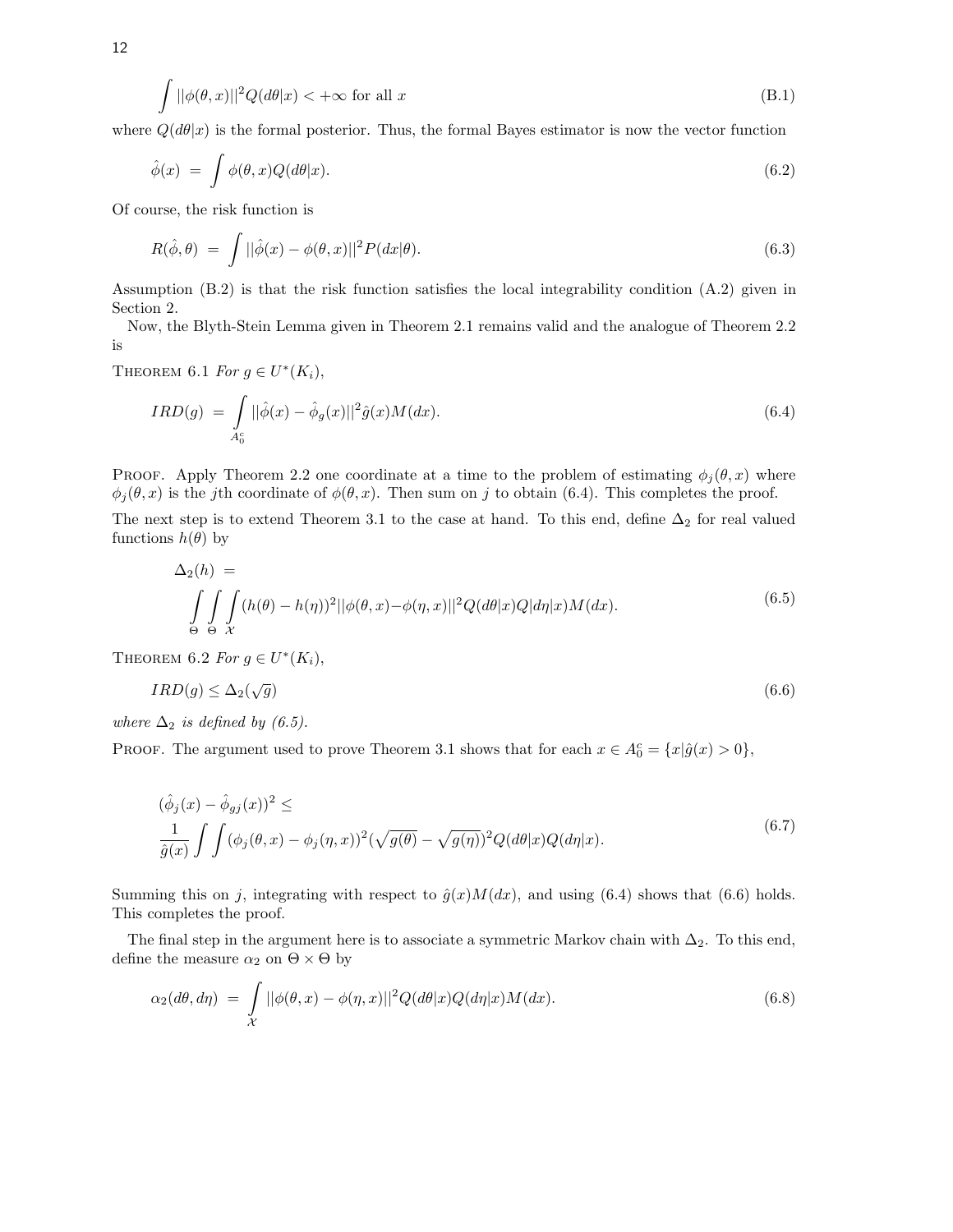$$\int ||\phi(\theta, x)||^2 Q(d\theta|x) < +\infty \text{ for all } x \tag{B.1}$$

where $Q(d\theta|x)$ is the formal posterior. Thus, the formal Bayes estimator is now the vector function

$$\hat{\phi}(x) \;=\; \int \phi(\theta, x) Q(d\theta|x). \tag{6.2}$$

Of course, the risk function is

$$R(\hat{\phi}, \theta) \;=\; \int ||\hat{\phi}(x) - \phi(\theta, x)||^2 P(dx|\theta). \tag{6.3}$$

Assumption (B.2) is that the risk function satisfies the local integrability condition (A.2) given in Section 2.

Now, the Blyth-Stein Lemma given in Theorem 2.1 remains valid and the analogue of Theorem 2.2 is

THEOREM 6.1 *For $g \in U^*(K_i)$,*

$$IRD(g) \;=\; \int_{A_0^c} ||\hat{\phi}(x) - \hat{\phi}_g(x)||^2 \hat{g}(x) M(dx). \tag{6.4}$$

PROOF. Apply Theorem 2.2 one coordinate at a time to the problem of estimating $\phi_j(\theta, x)$ where $\phi_j(\theta, x)$ is the $j$th coordinate of $\phi(\theta, x)$. Then sum on $j$ to obtain (6.4). This completes the proof.

The next step is to extend Theorem 3.1 to the case at hand. To this end, define $\Delta_2$ for real valued functions $h(\theta)$ by

$$\Delta_2(h) \;=\; \int_{\Theta}\int_{\Theta}\int_{\mathcal{X}} (h(\theta) - h(\eta))^2 ||\phi(\theta, x) - \phi(\eta, x)||^2 Q(d\theta|x) Q|d\eta|x) M(dx). \tag{6.5}$$

THEOREM 6.2 *For $g \in U^*(K_i)$,*

$$IRD(g) \leq \Delta_2(\sqrt{g}) \tag{6.6}$$

*where $\Delta_2$ is defined by (6.5).*

PROOF. The argument used to prove Theorem 3.1 shows that for each $x \in A_0^c = \{x|\hat{g}(x) > 0\}$,

$$(\hat{\phi}_j(x) - \hat{\phi}_{gj}(x))^2 \leq \frac{1}{\hat{g}(x)} \int\int (\phi_j(\theta, x) - \phi_j(\eta, x))^2 (\sqrt{g(\theta)} - \sqrt{g(\eta)})^2 Q(d\theta|x) Q(d\eta|x). \tag{6.7}$$

Summing this on $j$, integrating with respect to $\hat{g}(x)M(dx)$, and using (6.4) shows that (6.6) holds. This completes the proof.

The final step in the argument here is to associate a symmetric Markov chain with $\Delta_2$. To this end, define the measure $\alpha_2$ on $\Theta \times \Theta$ by

$$\alpha_2(d\theta, d\eta) \;=\; \int_{\mathcal{X}} ||\phi(\theta, x) - \phi(\eta, x)||^2 Q(d\theta|x) Q(d\eta|x) M(dx). \tag{6.8}$$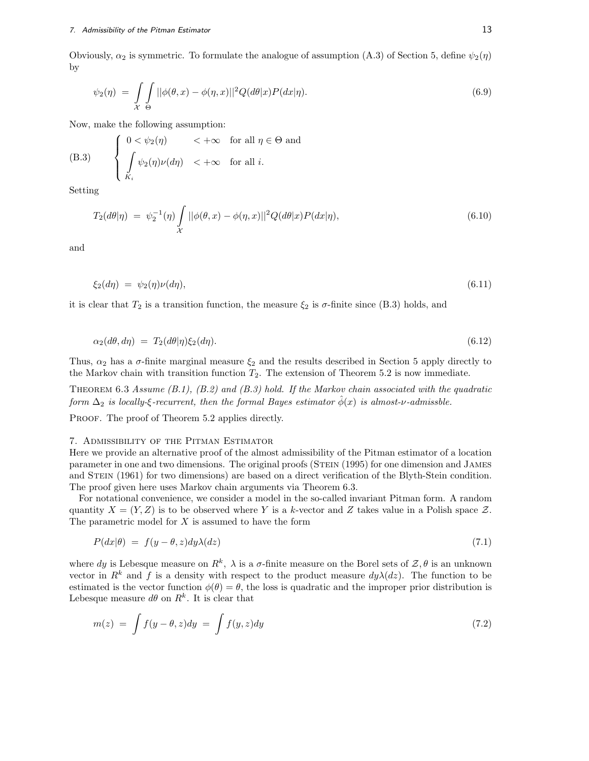Obviously, $\alpha_2$ is symmetric. To formulate the analogue of assumption (A.3) of Section 5, define $\psi_2(\eta)$ by

$$\psi_2(\eta) \;=\; \int\limits_{\mathcal{X}}\int\limits_{\Theta} ||\phi(\theta,x)-\phi(\eta,x)||^2 Q(d\theta|x)P(dx|\eta). \tag{6.9}$$

Now, make the following assumption:

$$\text{(B.3)}\qquad \begin{cases} 0<\psi_2(\eta) & <+\infty \quad \text{for all } \eta\in\Theta \text{ and} \\ \displaystyle\int\limits_{K_i}\psi_2(\eta)\nu(d\eta) & <+\infty \quad \text{for all } i. \end{cases}$$

Setting

$$T_2(d\theta|\eta) \;=\; \psi_2^{-1}(\eta)\int\limits_{\mathcal{X}} ||\phi(\theta,x)-\phi(\eta,x)||^2 Q(d\theta|x)P(dx|\eta), \tag{6.10}$$

and

$$\xi_2(d\eta) \;=\; \psi_2(\eta)\nu(d\eta), \tag{6.11}$$

it is clear that $T_2$ is a transition function, the measure $\xi_2$ is $\sigma$-finite since (B.3) holds, and

$$\alpha_2(d\theta,d\eta) \;=\; T_2(d\theta|\eta)\xi_2(d\eta). \tag{6.12}$$

Thus, $\alpha_2$ has a $\sigma$-finite marginal measure $\xi_2$ and the results described in Section 5 apply directly to the Markov chain with transition function $T_2$. The extension of Theorem 5.2 is now immediate.

Theorem 6.3 *Assume (B.1), (B.2) and (B.3) hold. If the Markov chain associated with the quadratic form $\Delta_2$ is locally-$\xi$-recurrent, then the formal Bayes estimator $\hat{\phi}(x)$ is almost-$\nu$-admissble.*

Proof. The proof of Theorem 5.2 applies directly.

## 7. Admissibility of the Pitman Estimator

Here we provide an alternative proof of the almost admissibility of the Pitman estimator of a location parameter in one and two dimensions. The original proofs (Stein (1995) for one dimension and James and Stein (1961) for two dimensions) are based on a direct verification of the Blyth-Stein condition. The proof given here uses Markov chain arguments via Theorem 6.3.

For notational convenience, we consider a model in the so-called invariant Pitman form. A random quantity $X=(Y,Z)$ is to be observed where $Y$ is a $k$-vector and $Z$ takes value in a Polish space $\mathcal{Z}$. The parametric model for $X$ is assumed to have the form

$$P(dx|\theta) \;=\; f(y-\theta,z)dy\lambda(dz) \tag{7.1}$$

where $dy$ is Lebesgue measure on $R^k$, $\lambda$ is a $\sigma$-finite measure on the Borel sets of $\mathcal{Z}, \theta$ is an unknown vector in $R^k$ and $f$ is a density with respect to the product measure $dy\lambda(dz)$. The function to be estimated is the vector function $\phi(\theta)=\theta$, the loss is quadratic and the improper prior distribution is Lebesgue measure $d\theta$ on $R^k$. It is clear that

$$m(z) \;=\; \int f(y-\theta,z)dy \;=\; \int f(y,z)dy \tag{7.2}$$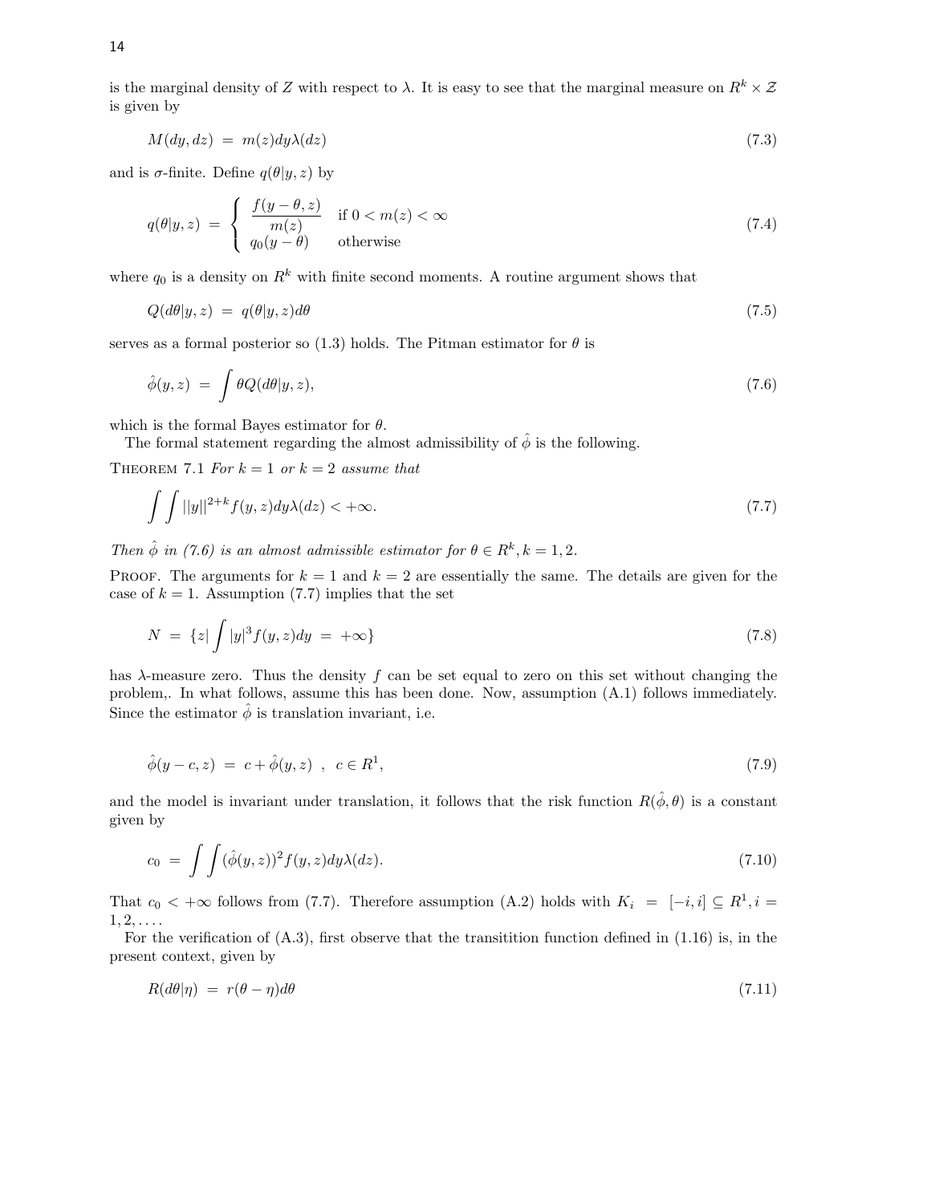is the marginal density of $Z$ with respect to $\lambda$. It is easy to see that the marginal measure on $R^k \times \mathcal{Z}$ is given by

$$M(dy, dz) \ = \ m(z) dy \lambda(dz) \tag{7.3}$$

and is $\sigma$-finite. Define $q(\theta|y, z)$ by

$$q(\theta|y,z) \ = \ \begin{cases} \dfrac{f(y-\theta, z)}{m(z)} & \text{if } 0 < m(z) < \infty \\ q_0(y-\theta) & \text{otherwise} \end{cases} \tag{7.4}$$

where $q_0$ is a density on $R^k$ with finite second moments. A routine argument shows that

$$Q(d\theta|y,z) \ = \ q(\theta|y,z)d\theta \tag{7.5}$$

serves as a formal posterior so (1.3) holds. The Pitman estimator for $\theta$ is

$$\hat{\phi}(y,z) \ = \ \int \theta Q(d\theta|y,z), \tag{7.6}$$

which is the formal Bayes estimator for $\theta$.

The formal statement regarding the almost admissibility of $\hat{\phi}$ is the following.

THEOREM 7.1 *For $k = 1$ or $k = 2$ assume that*

$$\int \int ||y||^{2+k} f(y,z) dy \lambda(dz) < +\infty. \tag{7.7}$$

*Then $\hat{\phi}$ in (7.6) is an almost admissible estimator for $\theta \in R^k, k = 1, 2$.*

PROOF. The arguments for $k = 1$ and $k = 2$ are essentially the same. The details are given for the case of $k = 1$. Assumption (7.7) implies that the set

$$N \ = \ \{z| \int |y|^3 f(y,z) dy \ = \ +\infty\} \tag{7.8}$$

has $\lambda$-measure zero. Thus the density $f$ can be set equal to zero on this set without changing the problem,. In what follows, assume this has been done. Now, assumption (A.1) follows immediately. Since the estimator $\hat{\phi}$ is translation invariant, i.e.

$$\hat{\phi}(y-c,z) \ = \ c + \hat{\phi}(y,z) \ \ , \ \ c \in R^1, \tag{7.9}$$

and the model is invariant under translation, it follows that the risk function $R(\hat{\phi}, \theta)$ is a constant given by

$$c_0 \ = \ \int \int (\hat{\phi}(y,z))^2 f(y,z) dy \lambda(dz). \tag{7.10}$$

That $c_0 < +\infty$ follows from (7.7). Therefore assumption (A.2) holds with $K_i \ = \ [-i, i] \subseteq R^1, i = 1, 2, \ldots$.

For the verification of (A.3), first observe that the transitition function defined in (1.16) is, in the present context, given by

$$R(d\theta|\eta) \ = \ r(\theta - \eta) d\theta \tag{7.11}$$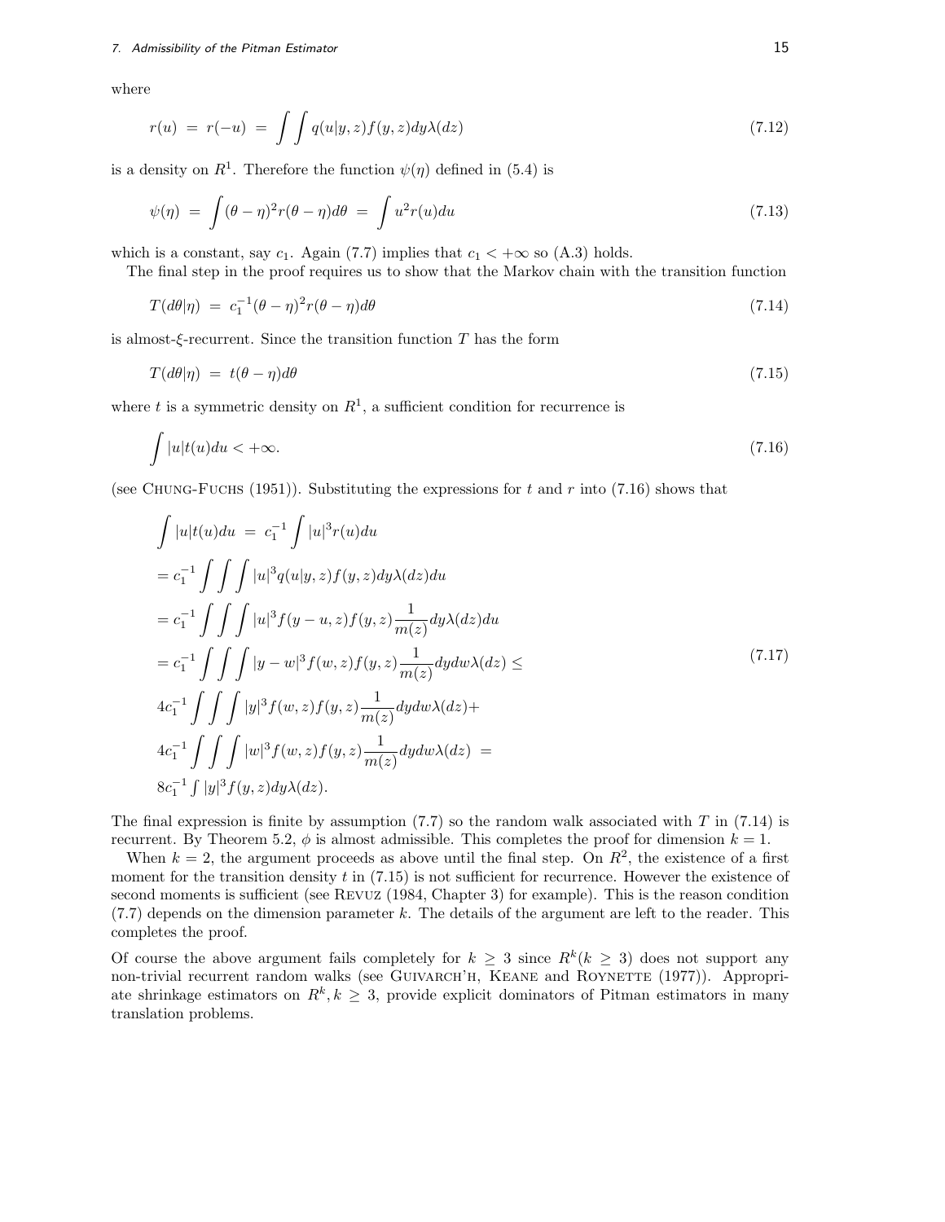where

$$r(u) \;=\; r(-u) \;=\; \int\int q(u|y,z)f(y,z)dy\lambda(dz) \tag{7.12}$$

is a density on $R^1$. Therefore the function $\psi(\eta)$ defined in (5.4) is

$$\psi(\eta) \;=\; \int(\theta-\eta)^2 r(\theta-\eta)d\theta \;=\; \int u^2 r(u)du \tag{7.13}$$

which is a constant, say $c_1$. Again (7.7) implies that $c_1 < +\infty$ so (A.3) holds.

The final step in the proof requires us to show that the Markov chain with the transition function

$$T(d\theta|\eta) \;=\; c_1^{-1}(\theta-\eta)^2 r(\theta-\eta)d\theta \tag{7.14}$$

is almost-$\xi$-recurrent. Since the transition function $T$ has the form

$$T(d\theta|\eta) \;=\; t(\theta-\eta)d\theta \tag{7.15}$$

where $t$ is a symmetric density on $R^1$, a sufficient condition for recurrence is

$$\int |u|t(u)du < +\infty. \tag{7.16}$$

(see Chung-Fuchs (1951)). Substituting the expressions for $t$ and $r$ into (7.16) shows that

$$\begin{aligned}
&\int |u|t(u)du \;=\; c_1^{-1}\int |u|^3 r(u)du \\
&= c_1^{-1}\int\int\int |u|^3 q(u|y,z)f(y,z)dy\lambda(dz)du \\
&= c_1^{-1}\int\int\int |u|^3 f(y-u,z)f(y,z)\frac{1}{m(z)}dy\lambda(dz)du \\
&= c_1^{-1}\int\int\int |y-w|^3 f(w,z)f(y,z)\frac{1}{m(z)}dydw\lambda(dz) \le \\
&4c_1^{-1}\int\int\int |y|^3 f(w,z)f(y,z)\frac{1}{m(z)}dydw\lambda(dz) + \\
&4c_1^{-1}\int\int\int |w|^3 f(w,z)f(y,z)\frac{1}{m(z)}dydw\lambda(dz) \;=\; \\
&8c_1^{-1}\int |y|^3 f(y,z)dy\lambda(dz).
\end{aligned} \tag{7.17}$$

The final expression is finite by assumption (7.7) so the random walk associated with $T$ in (7.14) is recurrent. By Theorem 5.2, $\phi$ is almost admissible. This completes the proof for dimension $k = 1$.

When $k = 2$, the argument proceeds as above until the final step. On $R^2$, the existence of a first moment for the transition density $t$ in (7.15) is not sufficient for recurrence. However the existence of second moments is sufficient (see Revuz (1984, Chapter 3) for example). This is the reason condition (7.7) depends on the dimension parameter $k$. The details of the argument are left to the reader. This completes the proof.

Of course the above argument fails completely for $k \ge 3$ since $R^k (k \ge 3)$ does not support any non-trivial recurrent random walks (see Guivarch'h, Keane and Roynette (1977)). Appropriate shrinkage estimators on $R^k, k \ge 3$, provide explicit dominators of Pitman estimators in many translation problems.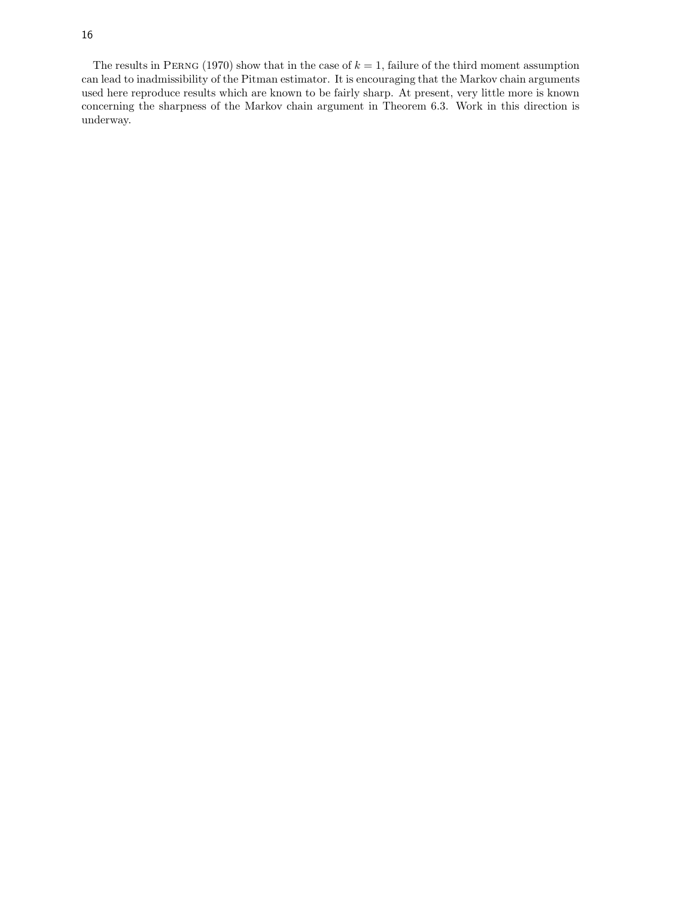The results in Perng (1970) show that in the case of $k = 1$, failure of the third moment assumption can lead to inadmissibility of the Pitman estimator. It is encouraging that the Markov chain arguments used here reproduce results which are known to be fairly sharp. At present, very little more is known concerning the sharpness of the Markov chain argument in Theorem 6.3. Work in this direction is underway.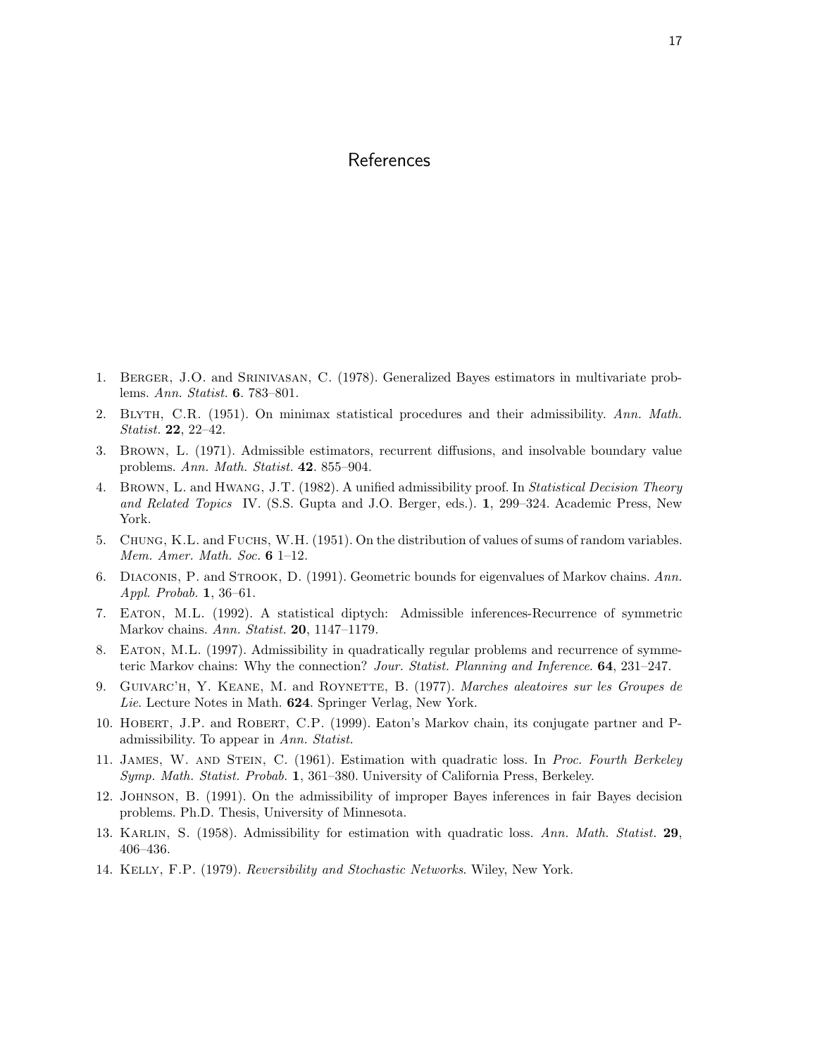# References

1. Berger, J.O. and Srinivasan, C. (1978). Generalized Bayes estimators in multivariate problems. *Ann. Statist.* **6**. 783–801.
2. Blyth, C.R. (1951). On minimax statistical procedures and their admissibility. *Ann. Math. Statist.* **22**, 22–42.
3. Brown, L. (1971). Admissible estimators, recurrent diffusions, and insolvable boundary value problems. *Ann. Math. Statist.* **42**. 855–904.
4. Brown, L. and Hwang, J.T. (1982). A unified admissibility proof. In *Statistical Decision Theory and Related Topics* IV. (S.S. Gupta and J.O. Berger, eds.). **1**, 299–324. Academic Press, New York.
5. Chung, K.L. and Fuchs, W.H. (1951). On the distribution of values of sums of random variables. *Mem. Amer. Math. Soc.* **6** 1–12.
6. Diaconis, P. and Strook, D. (1991). Geometric bounds for eigenvalues of Markov chains. *Ann. Appl. Probab.* **1**, 36–61.
7. Eaton, M.L. (1992). A statistical diptych: Admissible inferences-Recurrence of symmetric Markov chains. *Ann. Statist.* **20**, 1147–1179.
8. Eaton, M.L. (1997). Admissibility in quadratically regular problems and recurrence of symmeteric Markov chains: Why the connection? *Jour. Statist. Planning and Inference.* **64**, 231–247.
9. Guivarc'h, Y. Keane, M. and Roynette, B. (1977). *Marches aleatoires sur les Groupes de Lie*. Lecture Notes in Math. **624**. Springer Verlag, New York.
10. Hobert, J.P. and Robert, C.P. (1999). Eaton's Markov chain, its conjugate partner and P-admissibility. To appear in *Ann. Statist.*
11. James, W. and Stein, C. (1961). Estimation with quadratic loss. In *Proc. Fourth Berkeley Symp. Math. Statist. Probab.* **1**, 361–380. University of California Press, Berkeley.
12. Johnson, B. (1991). On the admissibility of improper Bayes inferences in fair Bayes decision problems. Ph.D. Thesis, University of Minnesota.
13. Karlin, S. (1958). Admissibility for estimation with quadratic loss. *Ann. Math. Statist.* **29**, 406–436.
14. Kelly, F.P. (1979). *Reversibility and Stochastic Networks*. Wiley, New York.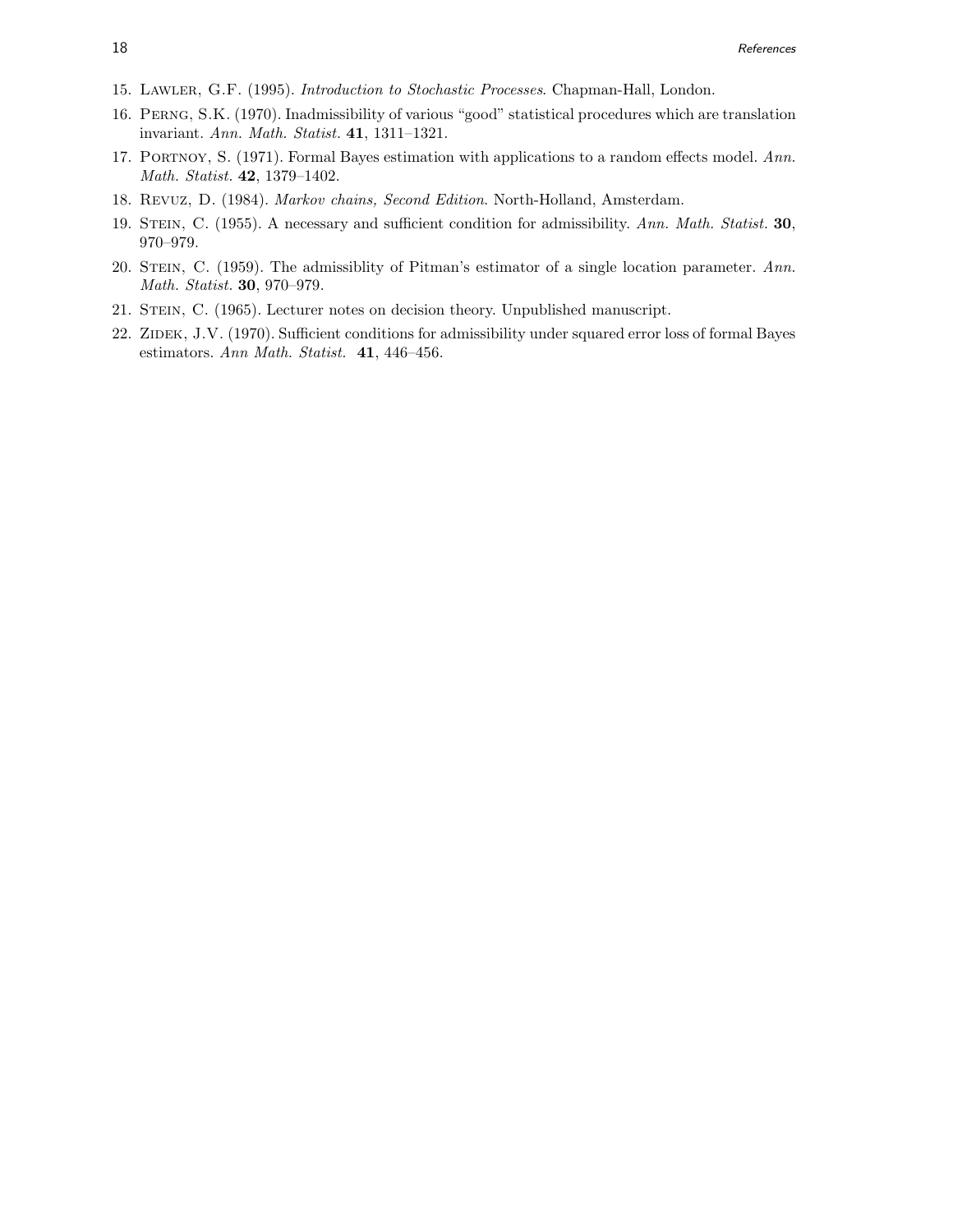15. Lawler, G.F. (1995). *Introduction to Stochastic Processes*. Chapman-Hall, London.
16. Perng, S.K. (1970). Inadmissibility of various "good" statistical procedures which are translation invariant. *Ann. Math. Statist.* **41**, 1311–1321.
17. Portnoy, S. (1971). Formal Bayes estimation with applications to a random effects model. *Ann. Math. Statist.* **42**, 1379–1402.
18. Revuz, D. (1984). *Markov chains, Second Edition*. North-Holland, Amsterdam.
19. Stein, C. (1955). A necessary and sufficient condition for admissibility. *Ann. Math. Statist.* **30**, 970–979.
20. Stein, C. (1959). The admissiblity of Pitman's estimator of a single location parameter. *Ann. Math. Statist.* **30**, 970–979.
21. Stein, C. (1965). Lecturer notes on decision theory. Unpublished manuscript.
22. Zidek, J.V. (1970). Sufficient conditions for admissibility under squared error loss of formal Bayes estimators. *Ann Math. Statist.* **41**, 446–456.